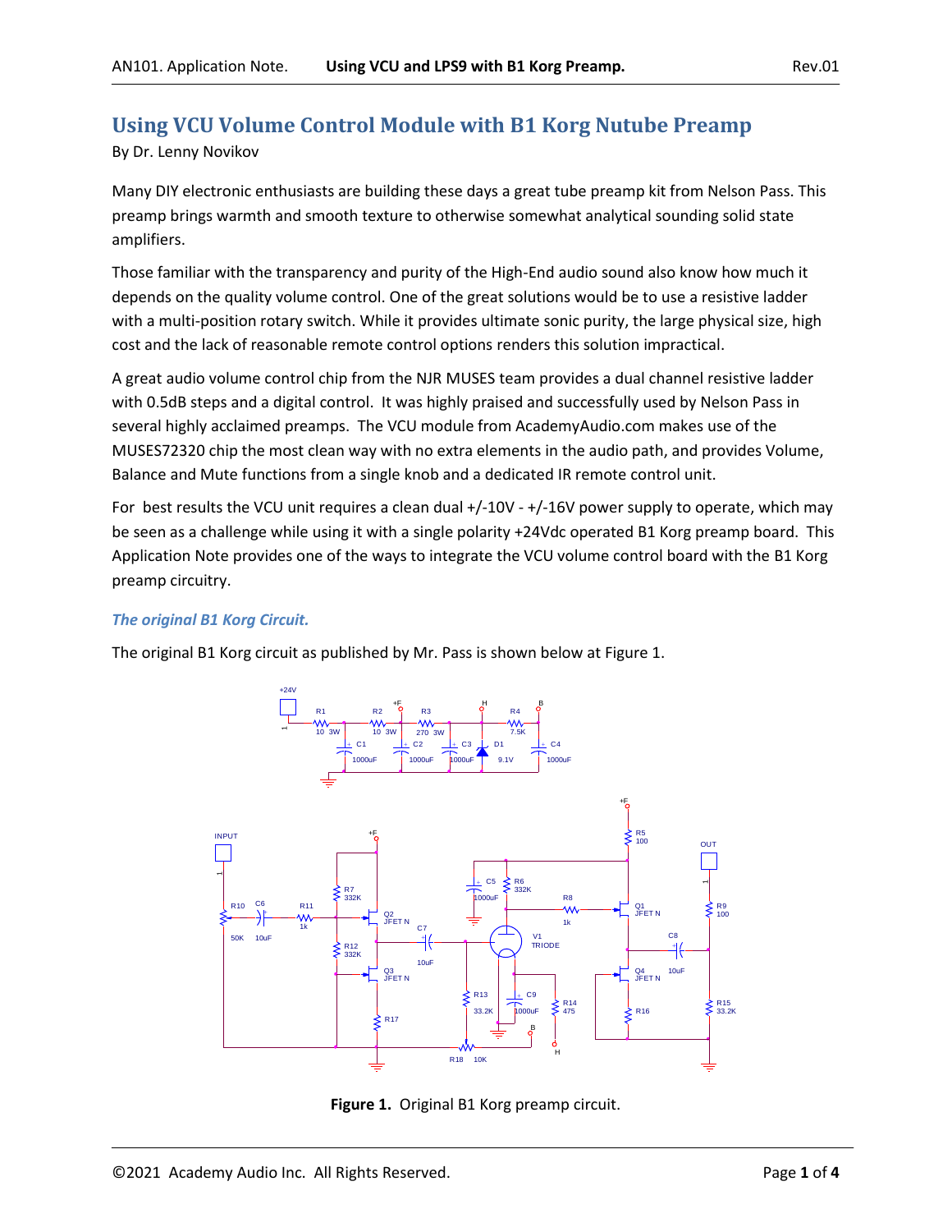# Using VCU Volume Control Module with B1 Korg Nutube Preamp

By Dr. Lenny Novikov

Many DIY electronic enthusiasts are building these days a great tube preamp kit from Nelson Pass. This preamp brings warmth and smooth texture to otherwise somewhat analytical sounding solid state amplifiers.

Those familiar with the transparency and purity of the High-End audio sound also know how much it depends on the quality volume control. One of the great solutions would be to use a resistive ladder with a multi-position rotary switch. While it provides ultimate sonic purity, the large physical size, high cost and the lack of reasonable remote control options renders this solution impractical.

A great audio volume control chip from the NJR MUSES team provides a dual channel resistive ladder with 0.5dB steps and a digital control. It was highly praised and successfully used by Nelson Pass in several highly acclaimed preamps. The VCU module from AcademyAudio.com makes use of the MUSES72320 chip the most clean way with no extra elements in the audio path, and provides Volume, Balance and Mute functions from a single knob and a dedicated IR remote control unit.

For best results the VCU unit requires a clean dual +/-10V - +/-16V power supply to operate, which may be seen as a challenge while using it with a single polarity +24Vdc operated B1 Korg preamp board. This Application Note provides one of the ways to integrate the VCU volume control board with the B1 Korg preamp circuitry.

### *The original B1 Korg Circuit.*

The original B1 Korg circuit as published by Mr. Pass is shown below at Figure 1.

**Figure 1.** Original B1 Korg preamp circuit.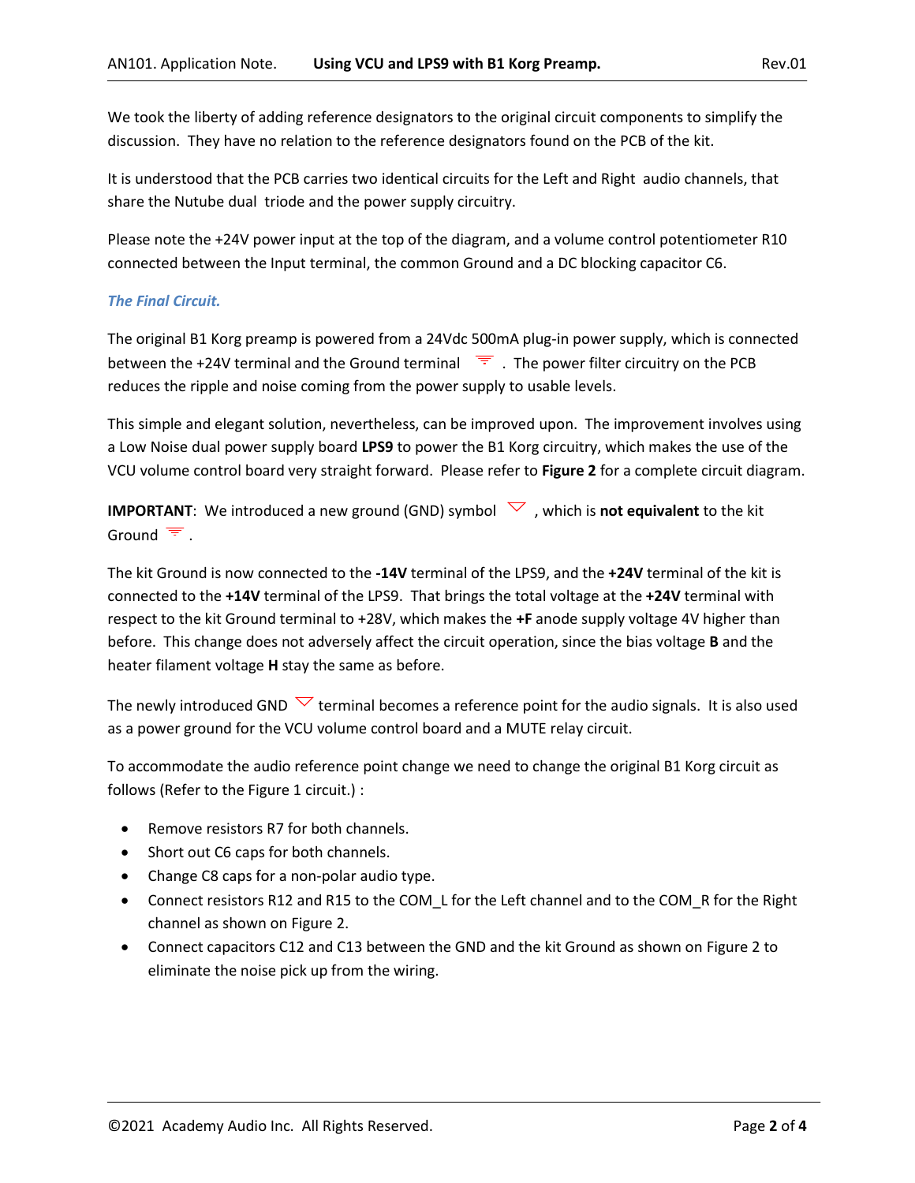We took the liberty of adding reference designators to the original circuit components to simplify the discussion. They have no relation to the reference designators found on the PCB of the kit.

It is understood that the PCB carries two identical circuits for the Left and Right audio channels, that share the Nutube dual triode and the power supply circuitry.

Please note the +24V power input at the top of the diagram, and a volume control potentiometer R10 connected between the Input terminal, the common Ground and a DC blocking capacitor C6.

### *The Final Circuit.*

The original B1 Korg preamp is powered from a 24Vdc 500mA plug-in power supply, which is connected between the +24V terminal and the Ground terminal . The power filter circuitry on the PCB reduces the ripple and noise coming from the power supply to usable levels.

This simple and elegant solution, nevertheless, can be improved upon. The improvement involves using a Low Noise dual power supply board **LPS9** to power the B1 Korg circuitry, which makes the use of the VCU volume control board very straight forward. Please refer to **Figure 2** for a complete circuit diagram.

**IMPORTANT**: We introduced a new ground (GND) symbol , which is **not equivalent** to the kit Ground .

The kit Ground is now connected to the **-14V** terminal of the LPS9, and the **+24V** terminal of the kit is connected to the **+14V** terminal of the LPS9. That brings the total voltage at the **+24V** terminal with respect to the kit Ground terminal to +28V, which makes the **+F** anode supply voltage 4V higher than before. This change does not adversely affect the circuit operation, since the bias voltage **B** and the heater filament voltage **H** stay the same as before.

The newly introduced GND terminal becomes a reference point for the audio signals. It is also used as a power ground for the VCU volume control board and a MUTE relay circuit.

To accommodate the audio reference point change we need to change the original B1 Korg circuit as follows (Refer to the Figure 1 circuit.) :

- Remove resistors R7 for both channels.
- Short out C6 caps for both channels.
- Change C8 caps for a non-polar audio type.
- Connect resistors R12 and R15 to the COM_L for the Left channel and to the COM_R for the Right channel as shown on Figure 2.
- Connect capacitors C12 and C13 between the GND and the kit Ground as shown on Figure 2 to eliminate the noise pick up from the wiring.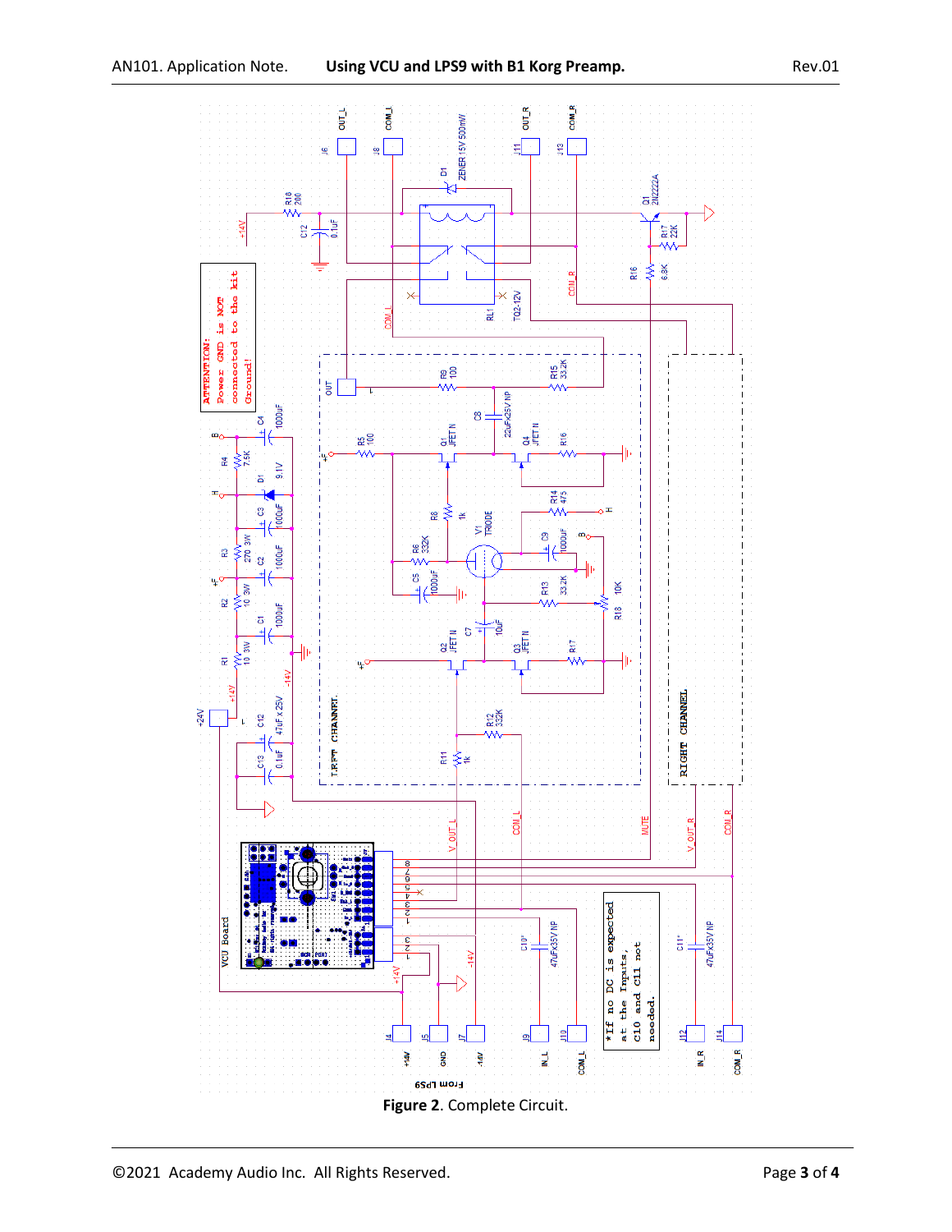**Figure 2**. Complete Circuit.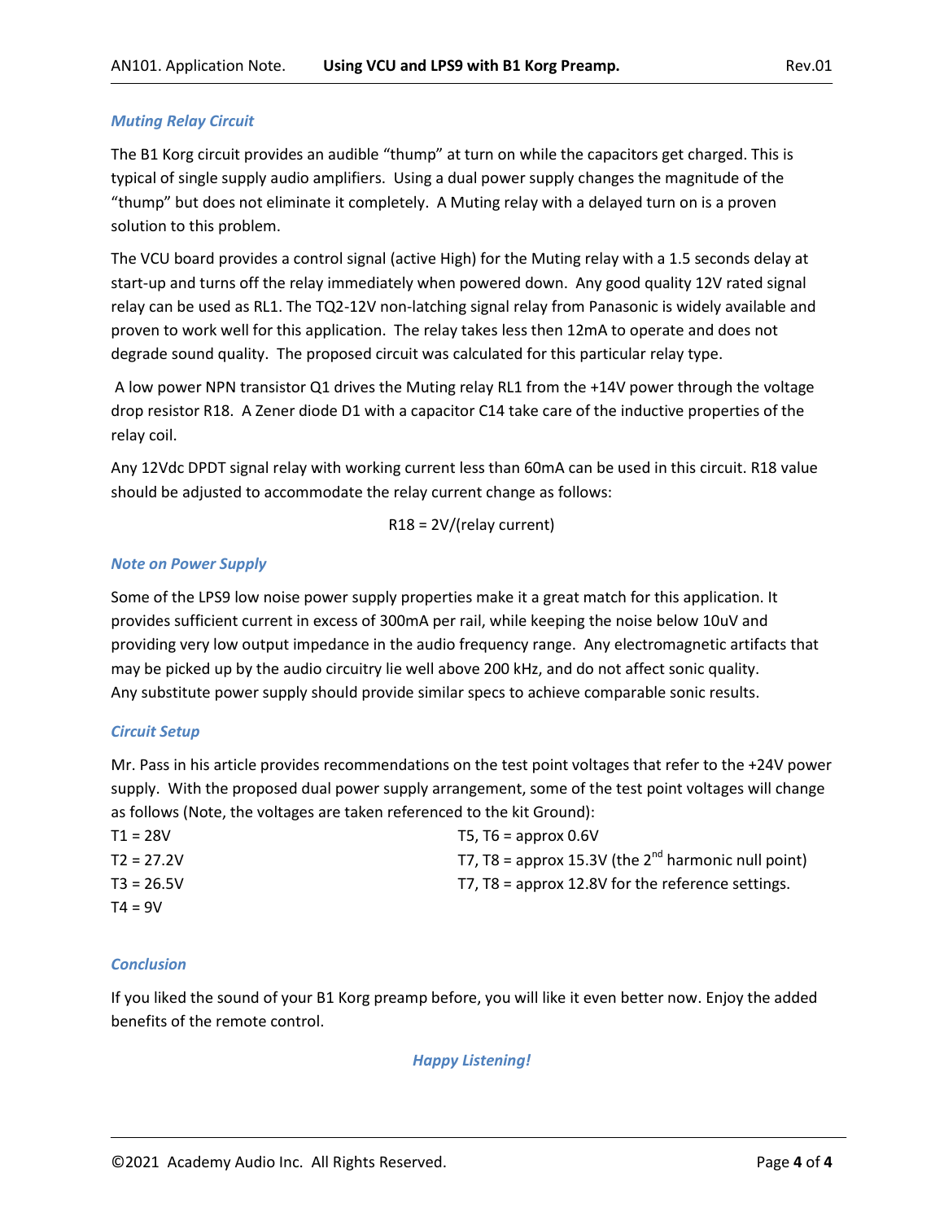### *Muting Relay Circuit*

The B1 Korg circuit provides an audible “thump” at turn on while the capacitors get charged. This is typical of single supply audio amplifiers. Using a dual power supply changes the magnitude of the “thump” but does not eliminate it completely. A Muting relay with a delayed turn on is a proven solution to this problem.

The VCU board provides a control signal (active High) for the Muting relay with a 1.5 seconds delay at start-up and turns off the relay immediately when powered down. Any good quality 12V rated signal relay can be used as RL1. The TQ2-12V non-latching signal relay from Panasonic is widely available and proven to work well for this application. The relay takes less then 12mA to operate and does not degrade sound quality. The proposed circuit was calculated for this particular relay type.

A low power NPN transistor Q1 drives the Muting relay RL1 from the +14V power through the voltage drop resistor R18. A Zener diode D1 with a capacitor C14 take care of the inductive properties of the relay coil.

Any 12Vdc DPDT signal relay with working current less than 60mA can be used in this circuit. R18 value should be adjusted to accommodate the relay current change as follows:

$$R18 = 2V/(\text{relay current})$$

### *Note on Power Supply*

Some of the LPS9 low noise power supply properties make it a great match for this application. It provides sufficient current in excess of 300mA per rail, while keeping the noise below 10uV and providing very low output impedance in the audio frequency range. Any electromagnetic artifacts that may be picked up by the audio circuitry lie well above 200 kHz, and do not affect sonic quality. Any substitute power supply should provide similar specs to achieve comparable sonic results.

### *Circuit Setup*

Mr. Pass in his article provides recommendations on the test point voltages that refer to the +24V power supply. With the proposed dual power supply arrangement, some of the test point voltages will change as follows (Note, the voltages are taken referenced to the kit Ground):

T1 = 28V

T2 = 27.2V

T3 = 26.5V

T4 = 9V

T5, T6 = approx 0.6V

T7, T8 = approx 15.3V (the 2nd harmonic null point)

T7, T8 = approx 12.8V for the reference settings.

### *Conclusion*

If you liked the sound of your B1 Korg preamp before, you will like it even better now. Enjoy the added benefits of the remote control.

***Happy Listening!***

©2021 Academy Audio Inc. All Rights Reserved.